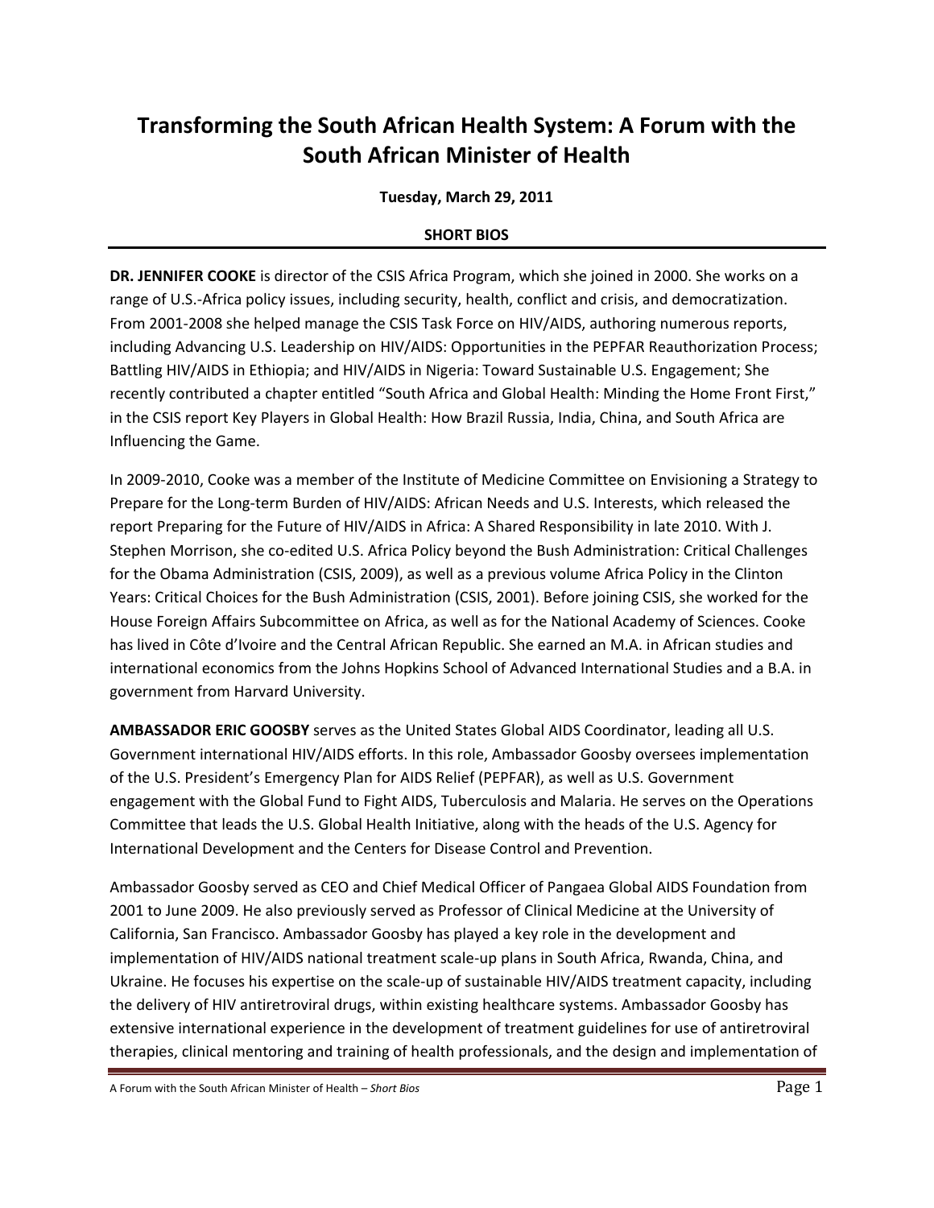# Transforming the South African Health System: A Forum with the South African Minister of Health

**Tuesday, March 29, 2011**

**SHORT BIOS**

**DR. JENNIFER COOKE** is director of the CSIS Africa Program, which she joined in 2000. She works on a range of U.S.-Africa policy issues, including security, health, conflict and crisis, and democratization. From 2001-2008 she helped manage the CSIS Task Force on HIV/AIDS, authoring numerous reports, including Advancing U.S. Leadership on HIV/AIDS: Opportunities in the PEPFAR Reauthorization Process; Battling HIV/AIDS in Ethiopia; and HIV/AIDS in Nigeria: Toward Sustainable U.S. Engagement; She recently contributed a chapter entitled "South Africa and Global Health: Minding the Home Front First," in the CSIS report Key Players in Global Health: How Brazil Russia, India, China, and South Africa are Influencing the Game.

In 2009-2010, Cooke was a member of the Institute of Medicine Committee on Envisioning a Strategy to Prepare for the Long-term Burden of HIV/AIDS: African Needs and U.S. Interests, which released the report Preparing for the Future of HIV/AIDS in Africa: A Shared Responsibility in late 2010. With J. Stephen Morrison, she co-edited U.S. Africa Policy beyond the Bush Administration: Critical Challenges for the Obama Administration (CSIS, 2009), as well as a previous volume Africa Policy in the Clinton Years: Critical Choices for the Bush Administration (CSIS, 2001). Before joining CSIS, she worked for the House Foreign Affairs Subcommittee on Africa, as well as for the National Academy of Sciences. Cooke has lived in Côte d'Ivoire and the Central African Republic. She earned an M.A. in African studies and international economics from the Johns Hopkins School of Advanced International Studies and a B.A. in government from Harvard University.

**AMBASSADOR ERIC GOOSBY** serves as the United States Global AIDS Coordinator, leading all U.S. Government international HIV/AIDS efforts. In this role, Ambassador Goosby oversees implementation of the U.S. President's Emergency Plan for AIDS Relief (PEPFAR), as well as U.S. Government engagement with the Global Fund to Fight AIDS, Tuberculosis and Malaria. He serves on the Operations Committee that leads the U.S. Global Health Initiative, along with the heads of the U.S. Agency for International Development and the Centers for Disease Control and Prevention.

Ambassador Goosby served as CEO and Chief Medical Officer of Pangaea Global AIDS Foundation from 2001 to June 2009. He also previously served as Professor of Clinical Medicine at the University of California, San Francisco. Ambassador Goosby has played a key role in the development and implementation of HIV/AIDS national treatment scale-up plans in South Africa, Rwanda, China, and Ukraine. He focuses his expertise on the scale-up of sustainable HIV/AIDS treatment capacity, including the delivery of HIV antiretroviral drugs, within existing healthcare systems. Ambassador Goosby has extensive international experience in the development of treatment guidelines for use of antiretroviral therapies, clinical mentoring and training of health professionals, and the design and implementation of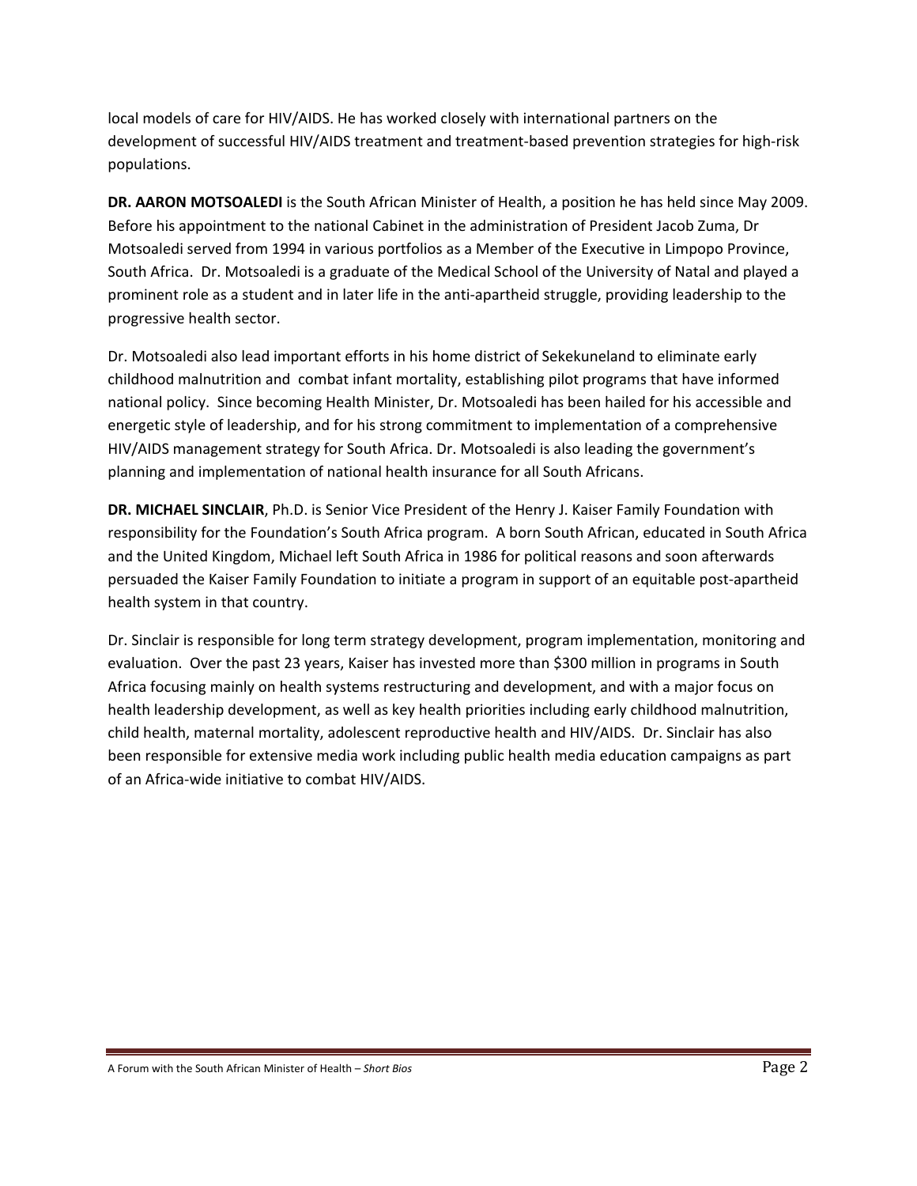local models of care for HIV/AIDS. He has worked closely with international partners on the development of successful HIV/AIDS treatment and treatment-based prevention strategies for high-risk populations.

**DR. AARON MOTSOALEDI** is the South African Minister of Health, a position he has held since May 2009. Before his appointment to the national Cabinet in the administration of President Jacob Zuma, Dr Motsoaledi served from 1994 in various portfolios as a Member of the Executive in Limpopo Province, South Africa. Dr. Motsoaledi is a graduate of the Medical School of the University of Natal and played a prominent role as a student and in later life in the anti-apartheid struggle, providing leadership to the progressive health sector.

Dr. Motsoaledi also lead important efforts in his home district of Sekekuneland to eliminate early childhood malnutrition and combat infant mortality, establishing pilot programs that have informed national policy. Since becoming Health Minister, Dr. Motsoaledi has been hailed for his accessible and energetic style of leadership, and for his strong commitment to implementation of a comprehensive HIV/AIDS management strategy for South Africa. Dr. Motsoaledi is also leading the government's planning and implementation of national health insurance for all South Africans.

**DR. MICHAEL SINCLAIR**, Ph.D. is Senior Vice President of the Henry J. Kaiser Family Foundation with responsibility for the Foundation's South Africa program. A born South African, educated in South Africa and the United Kingdom, Michael left South Africa in 1986 for political reasons and soon afterwards persuaded the Kaiser Family Foundation to initiate a program in support of an equitable post-apartheid health system in that country.

Dr. Sinclair is responsible for long term strategy development, program implementation, monitoring and evaluation. Over the past 23 years, Kaiser has invested more than $300 million in programs in South Africa focusing mainly on health systems restructuring and development, and with a major focus on health leadership development, as well as key health priorities including early childhood malnutrition, child health, maternal mortality, adolescent reproductive health and HIV/AIDS. Dr. Sinclair has also been responsible for extensive media work including public health media education campaigns as part of an Africa-wide initiative to combat HIV/AIDS.